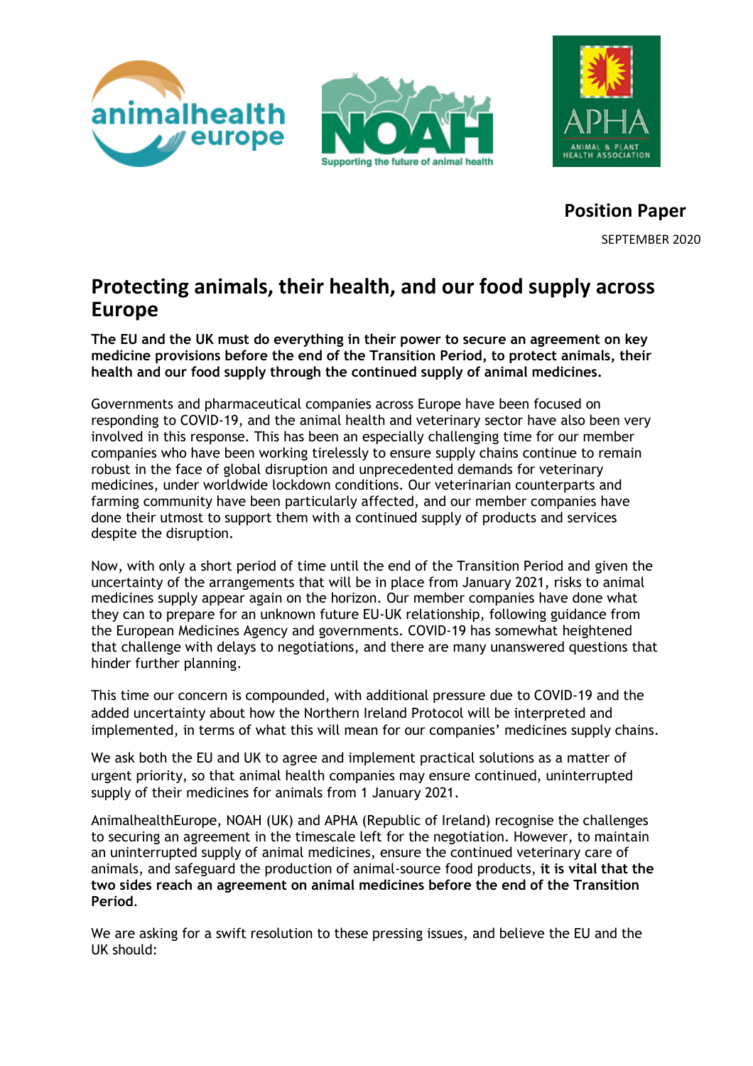**Position Paper**

SEPTEMBER 2020

# Protecting animals, their health, and our food supply across Europe

**The EU and the UK must do everything in their power to secure an agreement on key medicine provisions before the end of the Transition Period, to protect animals, their health and our food supply through the continued supply of animal medicines.**

Governments and pharmaceutical companies across Europe have been focused on responding to COVID-19, and the animal health and veterinary sector have also been very involved in this response. This has been an especially challenging time for our member companies who have been working tirelessly to ensure supply chains continue to remain robust in the face of global disruption and unprecedented demands for veterinary medicines, under worldwide lockdown conditions. Our veterinarian counterparts and farming community have been particularly affected, and our member companies have done their utmost to support them with a continued supply of products and services despite the disruption.

Now, with only a short period of time until the end of the Transition Period and given the uncertainty of the arrangements that will be in place from January 2021, risks to animal medicines supply appear again on the horizon. Our member companies have done what they can to prepare for an unknown future EU-UK relationship, following guidance from the European Medicines Agency and governments. COVID-19 has somewhat heightened that challenge with delays to negotiations, and there are many unanswered questions that hinder further planning.

This time our concern is compounded, with additional pressure due to COVID-19 and the added uncertainty about how the Northern Ireland Protocol will be interpreted and implemented, in terms of what this will mean for our companies' medicines supply chains.

We ask both the EU and UK to agree and implement practical solutions as a matter of urgent priority, so that animal health companies may ensure continued, uninterrupted supply of their medicines for animals from 1 January 2021.

AnimalhealthEurope, NOAH (UK) and APHA (Republic of Ireland) recognise the challenges to securing an agreement in the timescale left for the negotiation. However, to maintain an uninterrupted supply of animal medicines, ensure the continued veterinary care of animals, and safeguard the production of animal-source food products, **it is vital that the two sides reach an agreement on animal medicines before the end of the Transition Period**.

We are asking for a swift resolution to these pressing issues, and believe the EU and the UK should: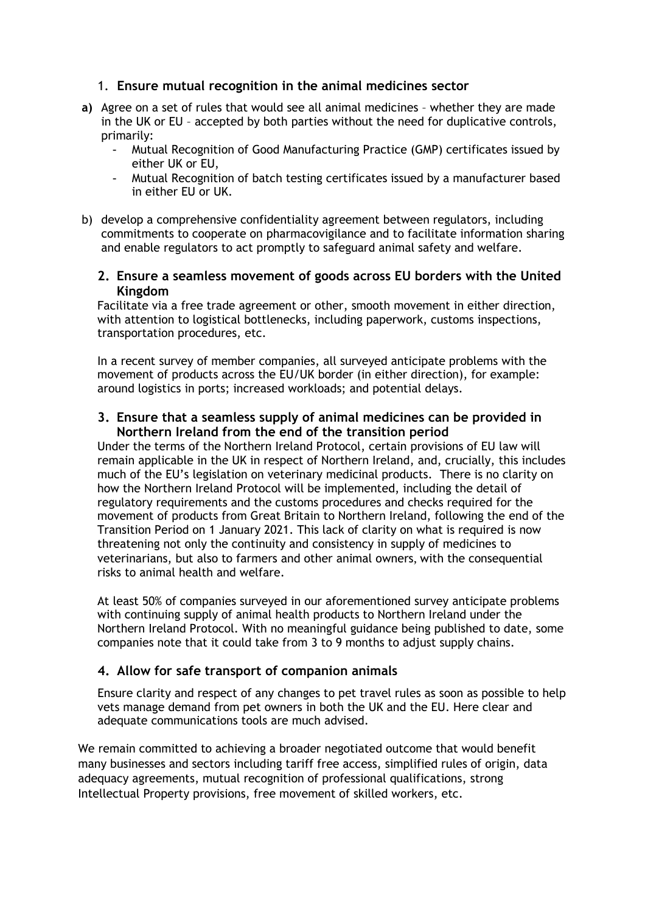1. **Ensure mutual recognition in the animal medicines sector**

**a)** Agree on a set of rules that would see all animal medicines – whether they are made in the UK or EU – accepted by both parties without the need for duplicative controls, primarily:

- Mutual Recognition of Good Manufacturing Practice (GMP) certificates issued by either UK or EU,
- Mutual Recognition of batch testing certificates issued by a manufacturer based in either EU or UK.

b) develop a comprehensive confidentiality agreement between regulators, including commitments to cooperate on pharmacovigilance and to facilitate information sharing and enable regulators to act promptly to safeguard animal safety and welfare.

2. **Ensure a seamless movement of goods across EU borders with the United Kingdom**

Facilitate via a free trade agreement or other, smooth movement in either direction, with attention to logistical bottlenecks, including paperwork, customs inspections, transportation procedures, etc.

In a recent survey of member companies, all surveyed anticipate problems with the movement of products across the EU/UK border (in either direction), for example: around logistics in ports; increased workloads; and potential delays.

3. **Ensure that a seamless supply of animal medicines can be provided in Northern Ireland from the end of the transition period**

Under the terms of the Northern Ireland Protocol, certain provisions of EU law will remain applicable in the UK in respect of Northern Ireland, and, crucially, this includes much of the EU's legislation on veterinary medicinal products. There is no clarity on how the Northern Ireland Protocol will be implemented, including the detail of regulatory requirements and the customs procedures and checks required for the movement of products from Great Britain to Northern Ireland, following the end of the Transition Period on 1 January 2021. This lack of clarity on what is required is now threatening not only the continuity and consistency in supply of medicines to veterinarians, but also to farmers and other animal owners, with the consequential risks to animal health and welfare.

At least 50% of companies surveyed in our aforementioned survey anticipate problems with continuing supply of animal health products to Northern Ireland under the Northern Ireland Protocol. With no meaningful guidance being published to date, some companies note that it could take from 3 to 9 months to adjust supply chains.

4. **Allow for safe transport of companion animals**

Ensure clarity and respect of any changes to pet travel rules as soon as possible to help vets manage demand from pet owners in both the UK and the EU. Here clear and adequate communications tools are much advised.

We remain committed to achieving a broader negotiated outcome that would benefit many businesses and sectors including tariff free access, simplified rules of origin, data adequacy agreements, mutual recognition of professional qualifications, strong Intellectual Property provisions, free movement of skilled workers, etc.